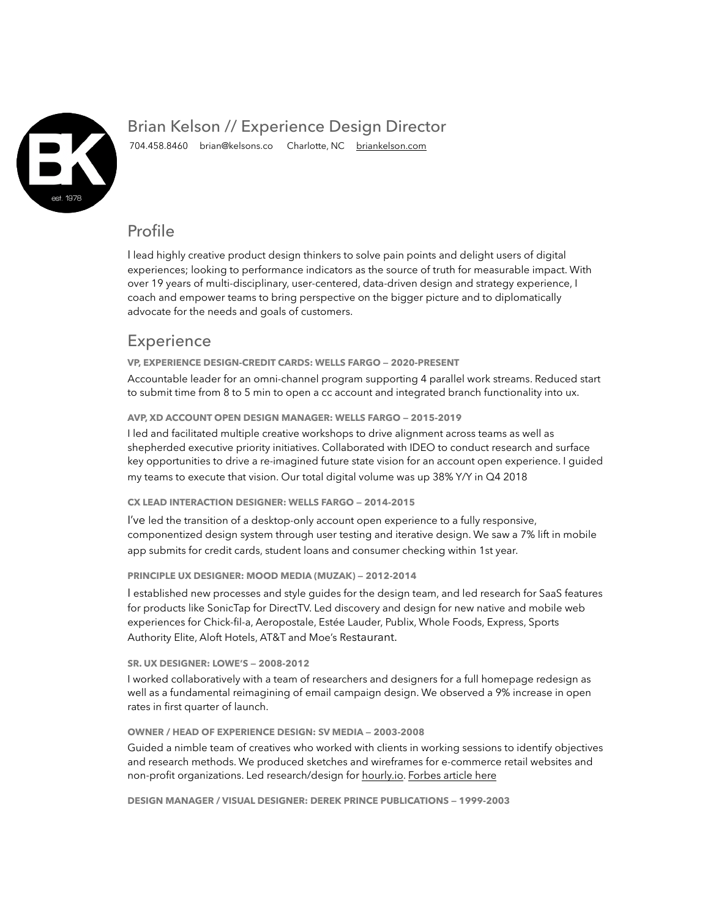# Brian Kelson // Experience Design Director

704.458.8460   brian@kelsons.co   Charlotte, NC   briankelson.com

## Profile

I lead highly creative product design thinkers to solve pain points and delight users of digital experiences; looking to performance indicators as the source of truth for measurable impact. With over 19 years of multi-disciplinary, user-centered, data-driven design and strategy experience, I coach and empower teams to bring perspective on the bigger picture and to diplomatically advocate for the needs and goals of customers.

## Experience

**VP, EXPERIENCE DESIGN-CREDIT CARDS: WELLS FARGO — 2020-PRESENT**

Accountable leader for an omni-channel program supporting 4 parallel work streams. Reduced start to submit time from 8 to 5 min to open a cc account and integrated branch functionality into ux.

**AVP, XD ACCOUNT OPEN DESIGN MANAGER: WELLS FARGO — 2015-2019**

I led and facilitated multiple creative workshops to drive alignment across teams as well as shepherded executive priority initiatives. Collaborated with IDEO to conduct research and surface key opportunities to drive a re-imagined future state vision for an account open experience. I guided my teams to execute that vision. Our total digital volume was up 38% Y/Y in Q4 2018

**CX LEAD INTERACTION DESIGNER: WELLS FARGO — 2014-2015**

I've led the transition of a desktop-only account open experience to a fully responsive, componentized design system through user testing and iterative design. We saw a 7% lift in mobile app submits for credit cards, student loans and consumer checking within 1st year.

**PRINCIPLE UX DESIGNER: MOOD MEDIA (MUZAK) — 2012-2014**

I established new processes and style guides for the design team, and led research for SaaS features for products like SonicTap for DirectTV. Led discovery and design for new native and mobile web experiences for Chick-fil-a, Aeropostale, Estée Lauder, Publix, Whole Foods, Express, Sports Authority Elite, Aloft Hotels, AT&T and Moe's Restaurant.

**SR. UX DESIGNER: LOWE'S — 2008-2012**

I worked collaboratively with a team of researchers and designers for a full homepage redesign as well as a fundamental reimagining of email campaign design. We observed a 9% increase in open rates in first quarter of launch.

**OWNER / HEAD OF EXPERIENCE DESIGN: SV MEDIA — 2003-2008**

Guided a nimble team of creatives who worked with clients in working sessions to identify objectives and research methods. We produced sketches and wireframes for e-commerce retail websites and non-profit organizations. Led research/design for hourly.io. Forbes article here

**DESIGN MANAGER / VISUAL DESIGNER: DEREK PRINCE PUBLICATIONS — 1999-2003**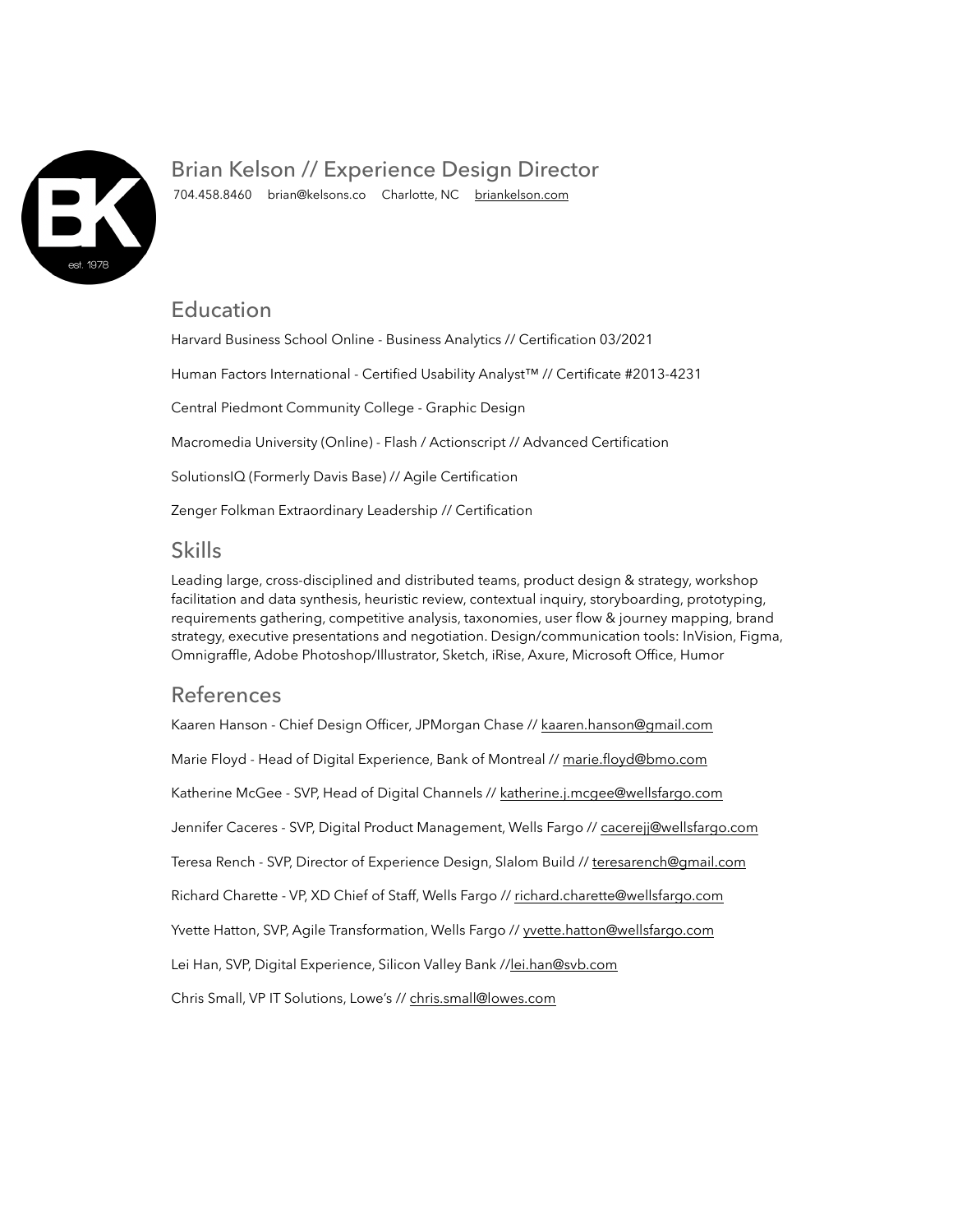# Brian Kelson // Experience Design Director

704.458.8460 brian@kelsons.co Charlotte, NC briankelson.com

## Education

Harvard Business School Online - Business Analytics // Certification 03/2021

Human Factors International - Certified Usability Analyst™ // Certificate #2013-4231

Central Piedmont Community College - Graphic Design

Macromedia University (Online) - Flash / Actionscript // Advanced Certification

SolutionsIQ (Formerly Davis Base) // Agile Certification

Zenger Folkman Extraordinary Leadership // Certification

## Skills

Leading large, cross-disciplined and distributed teams, product design & strategy, workshop facilitation and data synthesis, heuristic review, contextual inquiry, storyboarding, prototyping, requirements gathering, competitive analysis, taxonomies, user flow & journey mapping, brand strategy, executive presentations and negotiation. Design/communication tools: InVision, Figma, Omnigraffle, Adobe Photoshop/Illustrator, Sketch, iRise, Axure, Microsoft Office, Humor

## References

Kaaren Hanson - Chief Design Officer, JPMorgan Chase // kaaren.hanson@gmail.com

Marie Floyd - Head of Digital Experience, Bank of Montreal // marie.floyd@bmo.com

Katherine McGee - SVP, Head of Digital Channels // katherine.j.mcgee@wellsfargo.com

Jennifer Caceres - SVP, Digital Product Management, Wells Fargo // cacerejj@wellsfargo.com

Teresa Rench - SVP, Director of Experience Design, Slalom Build // teresarench@gmail.com

Richard Charette - VP, XD Chief of Staff, Wells Fargo // richard.charette@wellsfargo.com

Yvette Hatton, SVP, Agile Transformation, Wells Fargo // yvette.hatton@wellsfargo.com

Lei Han, SVP, Digital Experience, Silicon Valley Bank //lei.han@svb.com

Chris Small, VP IT Solutions, Lowe's // chris.small@lowes.com